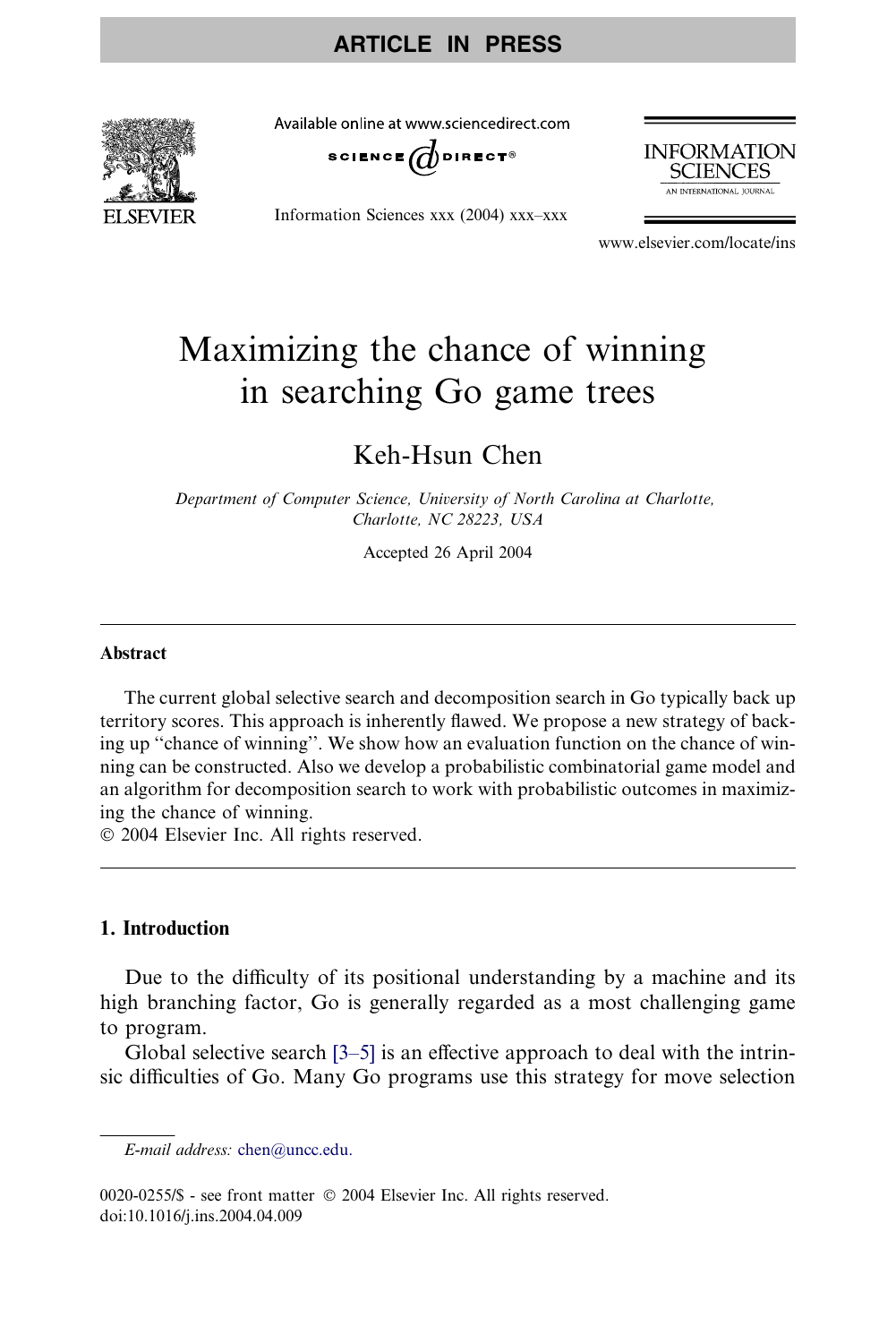# Maximizing the chance of winning in searching Go game trees

Keh-Hsun Chen

*Department of Computer Science, University of North Carolina at Charlotte, Charlotte, NC 28223, USA*

Accepted 26 April 2004

## Abstract

The current global selective search and decomposition search in Go typically back up territory scores. This approach is inherently flawed. We propose a new strategy of backing up "chance of winning". We show how an evaluation function on the chance of winning can be constructed. Also we develop a probabilistic combinatorial game model and an algorithm for decomposition search to work with probabilistic outcomes in maximizing the chance of winning.

© 2004 Elsevier Inc. All rights reserved.

## 1. Introduction

Due to the difficulty of its positional understanding by a machine and its high branching factor, Go is generally regarded as a most challenging game to program.

Global selective search [3–5] is an effective approach to deal with the intrinsic difficulties of Go. Many Go programs use this strategy for move selection

*E-mail address:* chen@uncc.edu.

0020-0255/$ - see front matter © 2004 Elsevier Inc. All rights reserved.
doi:10.1016/j.ins.2004.04.009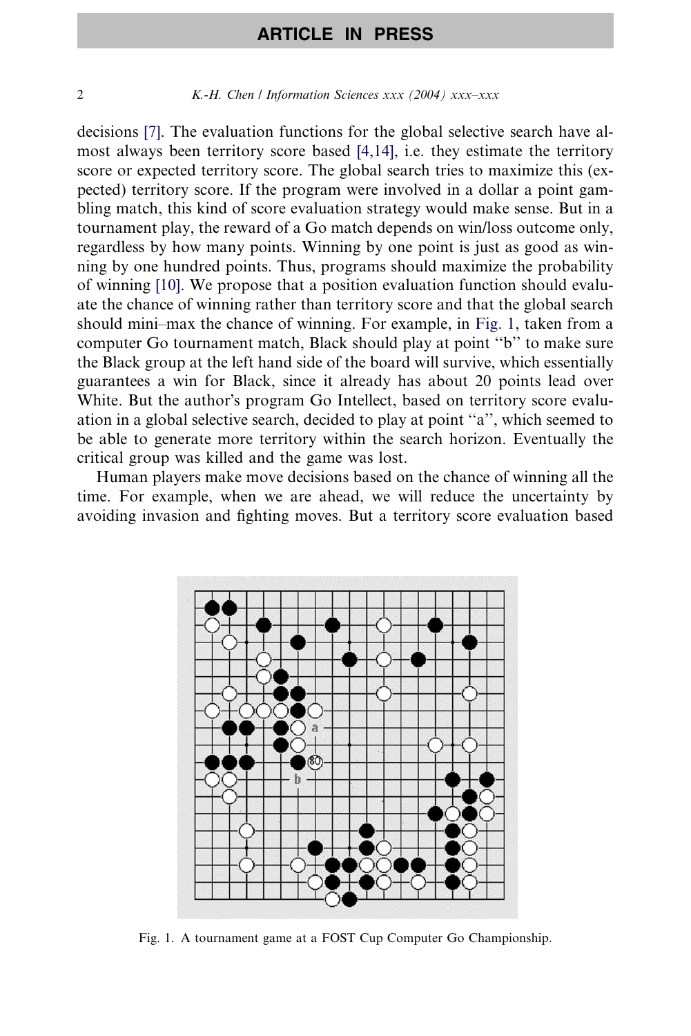decisions [7]. The evaluation functions for the global selective search have almost always been territory score based [4,14], i.e. they estimate the territory score or expected territory score. The global search tries to maximize this (expected) territory score. If the program were involved in a dollar a point gambling match, this kind of score evaluation strategy would make sense. But in a tournament play, the reward of a Go match depends on win/loss outcome only, regardless by how many points. Winning by one point is just as good as winning by one hundred points. Thus, programs should maximize the probability of winning [10]. We propose that a position evaluation function should evaluate the chance of winning rather than territory score and that the global search should mini–max the chance of winning. For example, in Fig. 1, taken from a computer Go tournament match, Black should play at point "b" to make sure the Black group at the left hand side of the board will survive, which essentially guarantees a win for Black, since it already has about 20 points lead over White. But the author's program Go Intellect, based on territory score evaluation in a global selective search, decided to play at point "a", which seemed to be able to generate more territory within the search horizon. Eventually the critical group was killed and the game was lost.

Human players make move decisions based on the chance of winning all the time. For example, when we are ahead, we will reduce the uncertainty by avoiding invasion and fighting moves. But a territory score evaluation based

Fig. 1. A tournament game at a FOST Cup Computer Go Championship.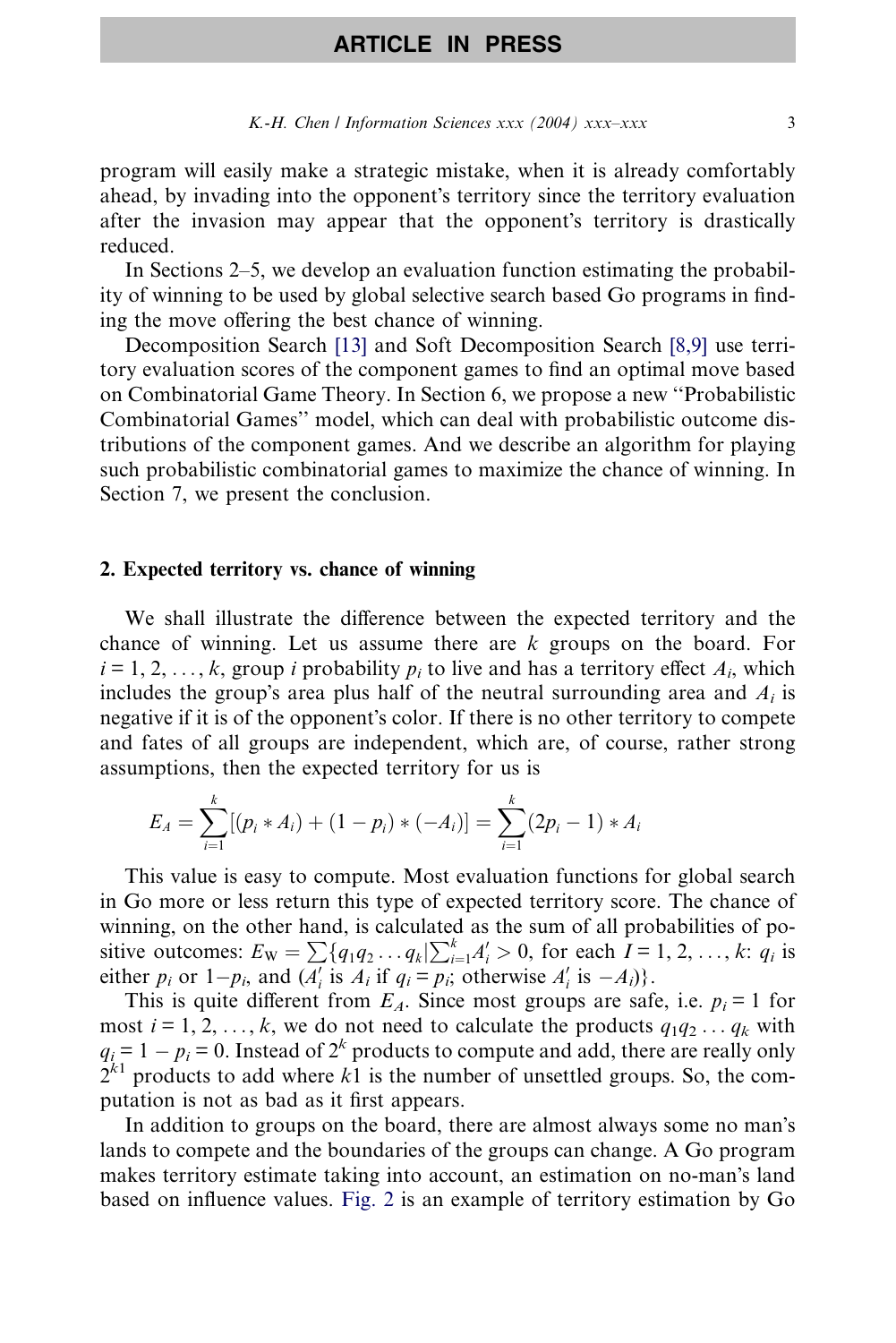program will easily make a strategic mistake, when it is already comfortably ahead, by invading into the opponent's territory since the territory evaluation after the invasion may appear that the opponent's territory is drastically reduced.

In Sections 2–5, we develop an evaluation function estimating the probability of winning to be used by global selective search based Go programs in finding the move offering the best chance of winning.

Decomposition Search [13] and Soft Decomposition Search [8,9] use territory evaluation scores of the component games to find an optimal move based on Combinatorial Game Theory. In Section 6, we propose a new "Probabilistic Combinatorial Games" model, which can deal with probabilistic outcome distributions of the component games. And we describe an algorithm for playing such probabilistic combinatorial games to maximize the chance of winning. In Section 7, we present the conclusion.

## 2. Expected territory vs. chance of winning

We shall illustrate the difference between the expected territory and the chance of winning. Let us assume there are $k$ groups on the board. For $i = 1, 2, \ldots, k$, group $i$ probability $p_i$ to live and has a territory effect $A_i$, which includes the group's area plus half of the neutral surrounding area and $A_i$ is negative if it is of the opponent's color. If there is no other territory to compete and fates of all groups are independent, which are, of course, rather strong assumptions, then the expected territory for us is

$$E_A = \sum_{i=1}^{k}[(p_i * A_i) + (1 - p_i) * (-A_i)] = \sum_{i=1}^{k}(2p_i - 1) * A_i$$

This value is easy to compute. Most evaluation functions for global search in Go more or less return this type of expected territory score. The chance of winning, on the other hand, is calculated as the sum of all probabilities of positive outcomes: $E_W = \sum\{q_1 q_2 \ldots q_k | \sum_{i=1}^{k} A'_i > 0$, for each $I = 1, 2, \ldots, k$: $q_i$ is either $p_i$ or $1-p_i$, and ($A'_i$ is $A_i$ if $q_i = p_i$; otherwise $A'_i$ is $-A_i$)$\}$.

This is quite different from $E_A$. Since most groups are safe, i.e. $p_i = 1$ for most $i = 1, 2, \ldots, k$, we do not need to calculate the products $q_1 q_2 \ldots q_k$ with $q_i = 1 - p_i = 0$. Instead of $2^k$ products to compute and add, there are really only $2^{k1}$ products to add where $k1$ is the number of unsettled groups. So, the computation is not as bad as it first appears.

In addition to groups on the board, there are almost always some no man's lands to compete and the boundaries of the groups can change. A Go program makes territory estimate taking into account, an estimation on no-man's land based on influence values. Fig. 2 is an example of territory estimation by Go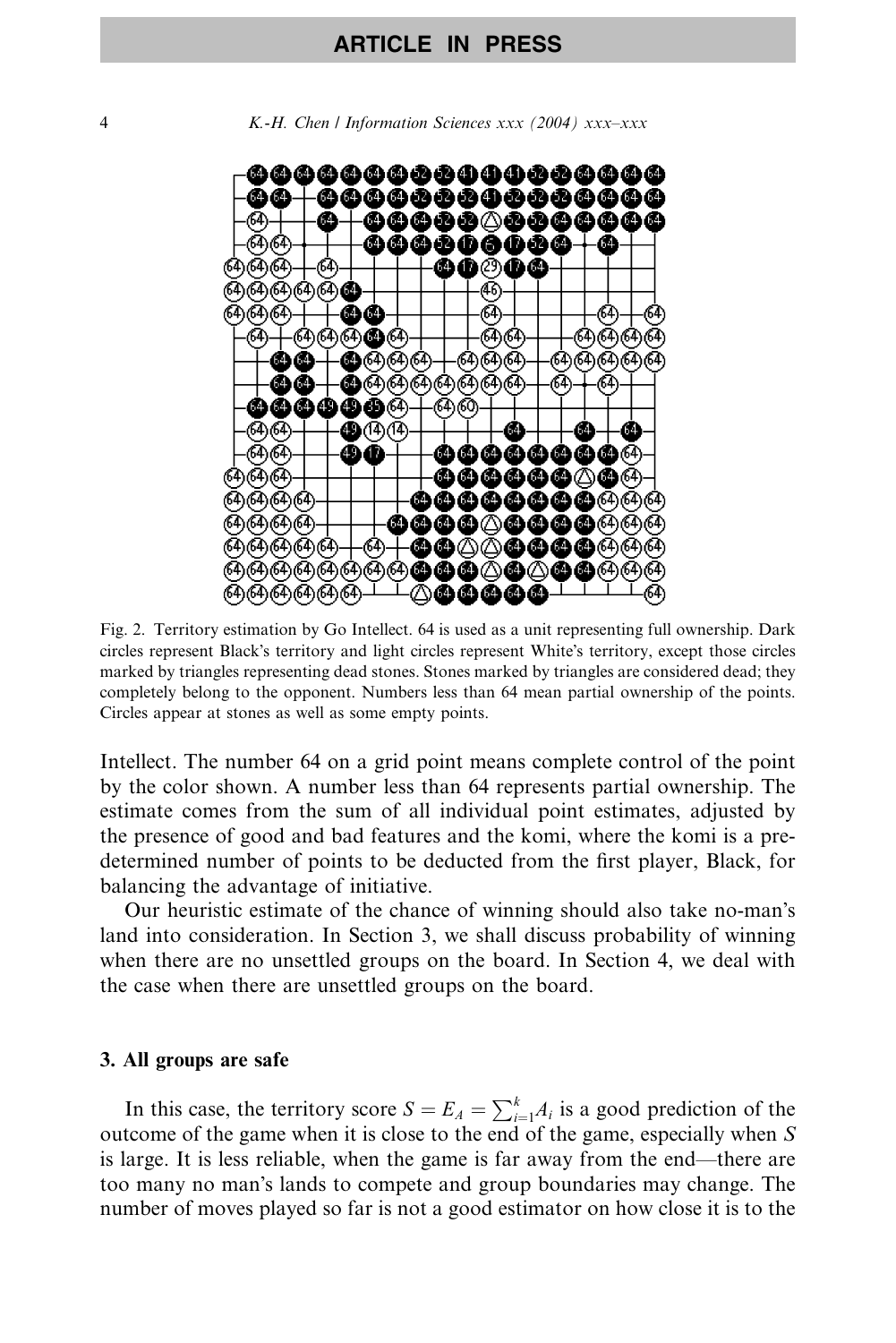Fig. 2. Territory estimation by Go Intellect. 64 is used as a unit representing full ownership. Dark circles represent Black's territory and light circles represent White's territory, except those circles marked by triangles representing dead stones. Stones marked by triangles are considered dead; they completely belong to the opponent. Numbers less than 64 mean partial ownership of the points. Circles appear at stones as well as some empty points.

Intellect. The number 64 on a grid point means complete control of the point by the color shown. A number less than 64 represents partial ownership. The estimate comes from the sum of all individual point estimates, adjusted by the presence of good and bad features and the komi, where the komi is a predetermined number of points to be deducted from the first player, Black, for balancing the advantage of initiative.

Our heuristic estimate of the chance of winning should also take no-man's land into consideration. In Section 3, we shall discuss probability of winning when there are no unsettled groups on the board. In Section 4, we deal with the case when there are unsettled groups on the board.

## 3. All groups are safe

In this case, the territory score $S = E_A = \sum_{i=1}^{k} A_i$ is a good prediction of the outcome of the game when it is close to the end of the game, especially when $S$ is large. It is less reliable, when the game is far away from the end—there are too many no man's lands to compete and group boundaries may change. The number of moves played so far is not a good estimator on how close it is to the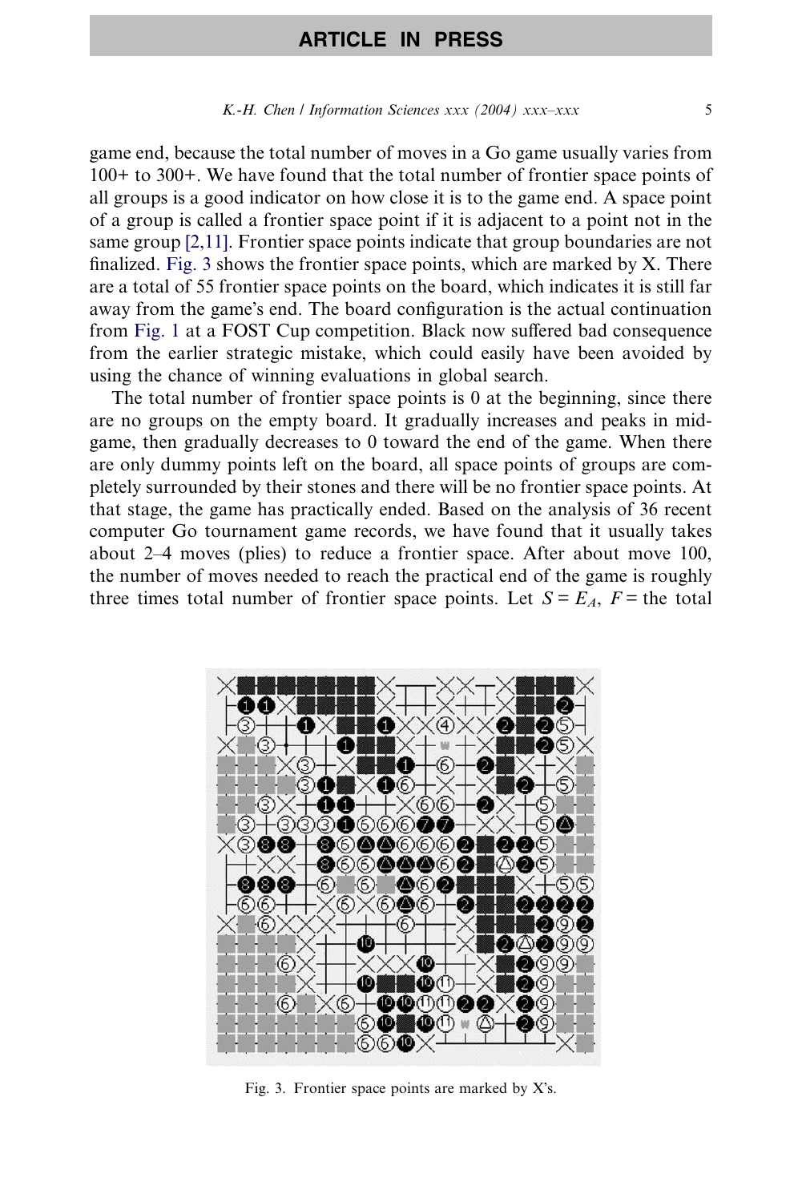game end, because the total number of moves in a Go game usually varies from 100+ to 300+. We have found that the total number of frontier space points of all groups is a good indicator on how close it is to the game end. A space point of a group is called a frontier space point if it is adjacent to a point not in the same group [2,11]. Frontier space points indicate that group boundaries are not finalized. Fig. 3 shows the frontier space points, which are marked by X. There are a total of 55 frontier space points on the board, which indicates it is still far away from the game's end. The board configuration is the actual continuation from Fig. 1 at a FOST Cup competition. Black now suffered bad consequence from the earlier strategic mistake, which could easily have been avoided by using the chance of winning evaluations in global search.

The total number of frontier space points is 0 at the beginning, since there are no groups on the empty board. It gradually increases and peaks in mid-game, then gradually decreases to 0 toward the end of the game. When there are only dummy points left on the board, all space points of groups are completely surrounded by their stones and there will be no frontier space points. At that stage, the game has practically ended. Based on the analysis of 36 recent computer Go tournament game records, we have found that it usually takes about 2–4 moves (plies) to reduce a frontier space. After about move 100, the number of moves needed to reach the practical end of the game is roughly three times total number of frontier space points. Let $S = E_A$, $F =$ the total

Fig. 3. Frontier space points are marked by X's.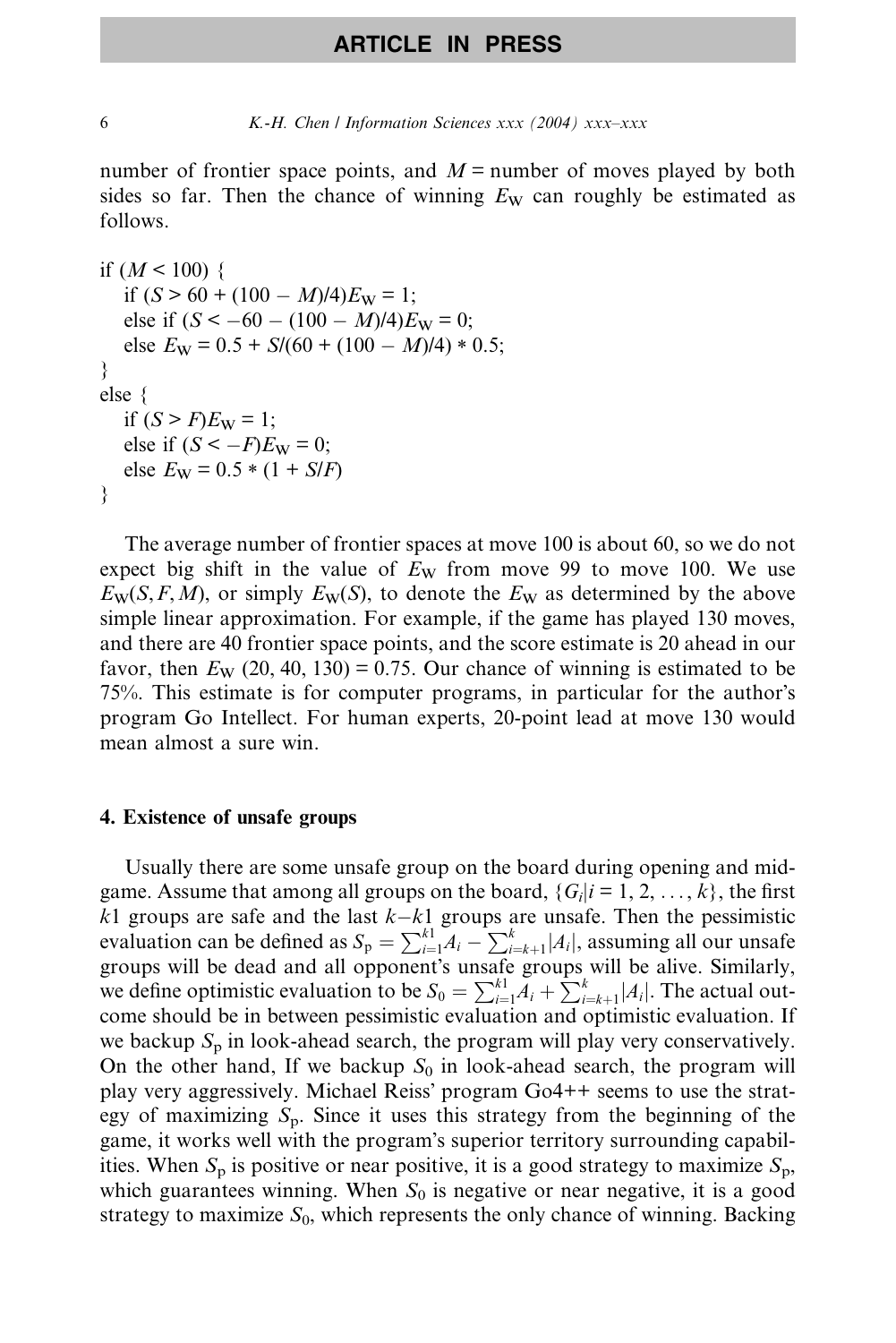number of frontier space points, and $M$ = number of moves played by both sides so far. Then the chance of winning $E_W$ can roughly be estimated as follows.

```
if (M < 100) {
    if (S > 60 + (100 − M)/4)E_W = 1;
    else if (S < −60 − (100 − M)/4)E_W = 0;
    else E_W = 0.5 + S/(60 + (100 − M)/4) * 0.5;
}
else {
    if (S > F)E_W = 1;
    else if (S < −F)E_W = 0;
    else E_W = 0.5 * (1 + S/F)
}
```

The average number of frontier spaces at move 100 is about 60, so we do not expect big shift in the value of $E_W$ from move 99 to move 100. We use $E_W(S, F, M)$, or simply $E_W(S)$, to denote the $E_W$ as determined by the above simple linear approximation. For example, if the game has played 130 moves, and there are 40 frontier space points, and the score estimate is 20 ahead in our favor, then $E_W$ (20, 40, 130) = 0.75. Our chance of winning is estimated to be 75%. This estimate is for computer programs, in particular for the author's program Go Intellect. For human experts, 20-point lead at move 130 would mean almost a sure win.

## 4. Existence of unsafe groups

Usually there are some unsafe group on the board during opening and midgame. Assume that among all groups on the board, $\{G_i|i = 1, 2, \ldots, k\}$, the first $k1$ groups are safe and the last $k-k1$ groups are unsafe. Then the pessimistic evaluation can be defined as $S_p = \sum_{i=1}^{k1} A_i - \sum_{i=k+1}^{k}|A_i|$, assuming all our unsafe groups will be dead and all opponent's unsafe groups will be alive. Similarly, we define optimistic evaluation to be $S_0 = \sum_{i=1}^{k1} A_i + \sum_{i=k+1}^{k}|A_i|$. The actual outcome should be in between pessimistic evaluation and optimistic evaluation. If we backup $S_p$ in look-ahead search, the program will play very conservatively. On the other hand, If we backup $S_0$ in look-ahead search, the program will play very aggressively. Michael Reiss' program Go4++ seems to use the strategy of maximizing $S_p$. Since it uses this strategy from the beginning of the game, it works well with the program's superior territory surrounding capabilities. When $S_p$ is positive or near positive, it is a good strategy to maximize $S_p$, which guarantees winning. When $S_0$ is negative or near negative, it is a good strategy to maximize $S_0$, which represents the only chance of winning. Backing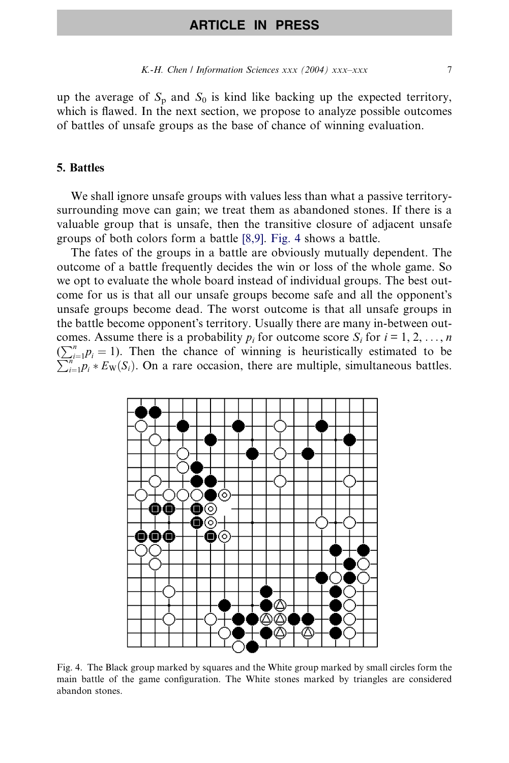up the average of $S_p$ and $S_0$ is kind like backing up the expected territory, which is flawed. In the next section, we propose to analyze possible outcomes of battles of unsafe groups as the base of chance of winning evaluation.

## 5. Battles

We shall ignore unsafe groups with values less than what a passive territory-surrounding move can gain; we treat them as abandoned stones. If there is a valuable group that is unsafe, then the transitive closure of adjacent unsafe groups of both colors form a battle [8,9]. Fig. 4 shows a battle.

The fates of the groups in a battle are obviously mutually dependent. The outcome of a battle frequently decides the win or loss of the whole game. So we opt to evaluate the whole board instead of individual groups. The best outcome for us is that all our unsafe groups become safe and all the opponent's unsafe groups become dead. The worst outcome is that all unsafe groups in the battle become opponent's territory. Usually there are many in-between outcomes. Assume there is a probability $p_i$ for outcome score $S_i$ for $i = 1, 2, \ldots, n$ ($\sum_{i=1}^{n} p_i = 1$). Then the chance of winning is heuristically estimated to be $\sum_{i=1}^{n} p_i * E_W(S_i)$. On a rare occasion, there are multiple, simultaneous battles.

Fig. 4. The Black group marked by squares and the White group marked by small circles form the main battle of the game configuration. The White stones marked by triangles are considered abandon stones.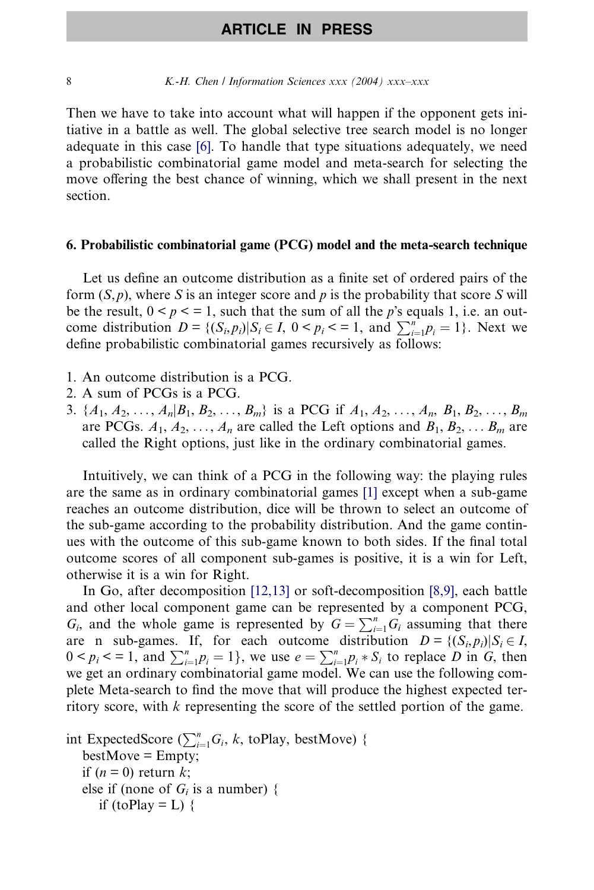Then we have to take into account what will happen if the opponent gets initiative in a battle as well. The global selective tree search model is no longer adequate in this case [6]. To handle that type situations adequately, we need a probabilistic combinatorial game model and meta-search for selecting the move offering the best chance of winning, which we shall present in the next section.

## 6. Probabilistic combinatorial game (PCG) model and the meta-search technique

Let us define an outcome distribution as a finite set of ordered pairs of the form $(S, p)$, where $S$ is an integer score and $p$ is the probability that score $S$ will be the result, $0 < p <= 1$, such that the sum of all the $p$'s equals 1, i.e. an outcome distribution $D = \{(S_i, p_i) | S_i \in I,\ 0 < p_i <= 1, \text{ and } \sum_{i=1}^{n} p_i = 1\}$. Next we define probabilistic combinatorial games recursively as follows:

1. An outcome distribution is a PCG.
2. A sum of PCGs is a PCG.
3. $\{A_1, A_2, \ldots, A_n | B_1, B_2, \ldots, B_m\}$ is a PCG if $A_1, A_2, \ldots, A_n$, $B_1, B_2, \ldots, B_m$ are PCGs. $A_1, A_2, \ldots, A_n$ are called the Left options and $B_1, B_2, \ldots B_m$ are called the Right options, just like in the ordinary combinatorial games.

Intuitively, we can think of a PCG in the following way: the playing rules are the same as in ordinary combinatorial games [1] except when a sub-game reaches an outcome distribution, dice will be thrown to select an outcome of the sub-game according to the probability distribution. And the game continues with the outcome of this sub-game known to both sides. If the final total outcome scores of all component sub-games is positive, it is a win for Left, otherwise it is a win for Right.

In Go, after decomposition [12,13] or soft-decomposition [8,9], each battle and other local component game can be represented by a component PCG, $G_i$, and the whole game is represented by $G = \sum_{i=1}^{n} G_i$ assuming that there are n sub-games. If, for each outcome distribution $D = \{(S_i, p_i) | S_i \in I,$ $0 < p_i <= 1, \text{ and } \sum_{i=1}^{n} p_i = 1\}$, we use $e = \sum_{i=1}^{n} p_i * S_i$ to replace $D$ in $G$, then we get an ordinary combinatorial game model. We can use the following complete Meta-search to find the move that will produce the highest expected territory score, with $k$ representing the score of the settled portion of the game.

```
int ExpectedScore (∑_{i=1}^{n} G_i, k, toPlay, bestMove) {
    bestMove = Empty;
    if (n = 0) return k;
    else if (none of G_i is a number) {
        if (toPlay = L) {
```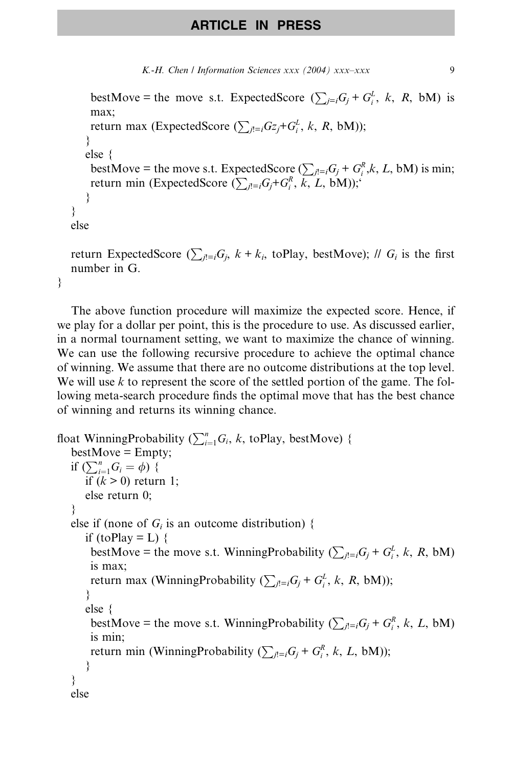```
      bestMove = the move s.t. ExpectedScore (∑_{j=i}G_j + G_i^L, k, R, bM) is
      max;
      return max (ExpectedScore (∑_{j!=i}Gz_j+G_i^L, k, R, bM));
    }
    else {
      bestMove = the move s.t. ExpectedScore (∑_{j!=i}G_j + G_i^R,k, L, bM) is min;
      return min (ExpectedScore (∑_{j!=i}G_j+G_i^R, k, L, bM));‘
    }
  }
  else

  return ExpectedScore (∑_{j!=i}G_j, k + k_i, toPlay, bestMove); // G_i is the first
  number in G.
}
```

The above function procedure will maximize the expected score. Hence, if we play for a dollar per point, this is the procedure to use. As discussed earlier, in a normal tournament setting, we want to maximize the chance of winning. We can use the following recursive procedure to achieve the optimal chance of winning. We assume that there are no outcome distributions at the top level. We will use $k$ to represent the score of the settled portion of the game. The following meta-search procedure finds the optimal move that has the best chance of winning and returns its winning chance.

```
float WinningProbability (∑_{i=1}^{n} G_i, k, toPlay, bestMove) {
  bestMove = Empty;
  if (∑_{i=1}^{n} G_i = φ) {
     if (k > 0) return 1;
     else return 0;
  }
  else if (none of G_i is an outcome distribution) {
     if (toPlay = L) {
      bestMove = the move s.t. WinningProbability (∑_{j!=i}G_j + G_i^L, k, R, bM)
      is max;
      return max (WinningProbability (∑_{j!=i}G_j + G_i^L, k, R, bM));
     }
     else {
      bestMove = the move s.t. WinningProbability (∑_{j!=i}G_j + G_i^R, k, L, bM)
      is min;
      return min (WinningProbability (∑_{j!=i}G_j + G_i^R, k, L, bM));
     }
  }
  else
```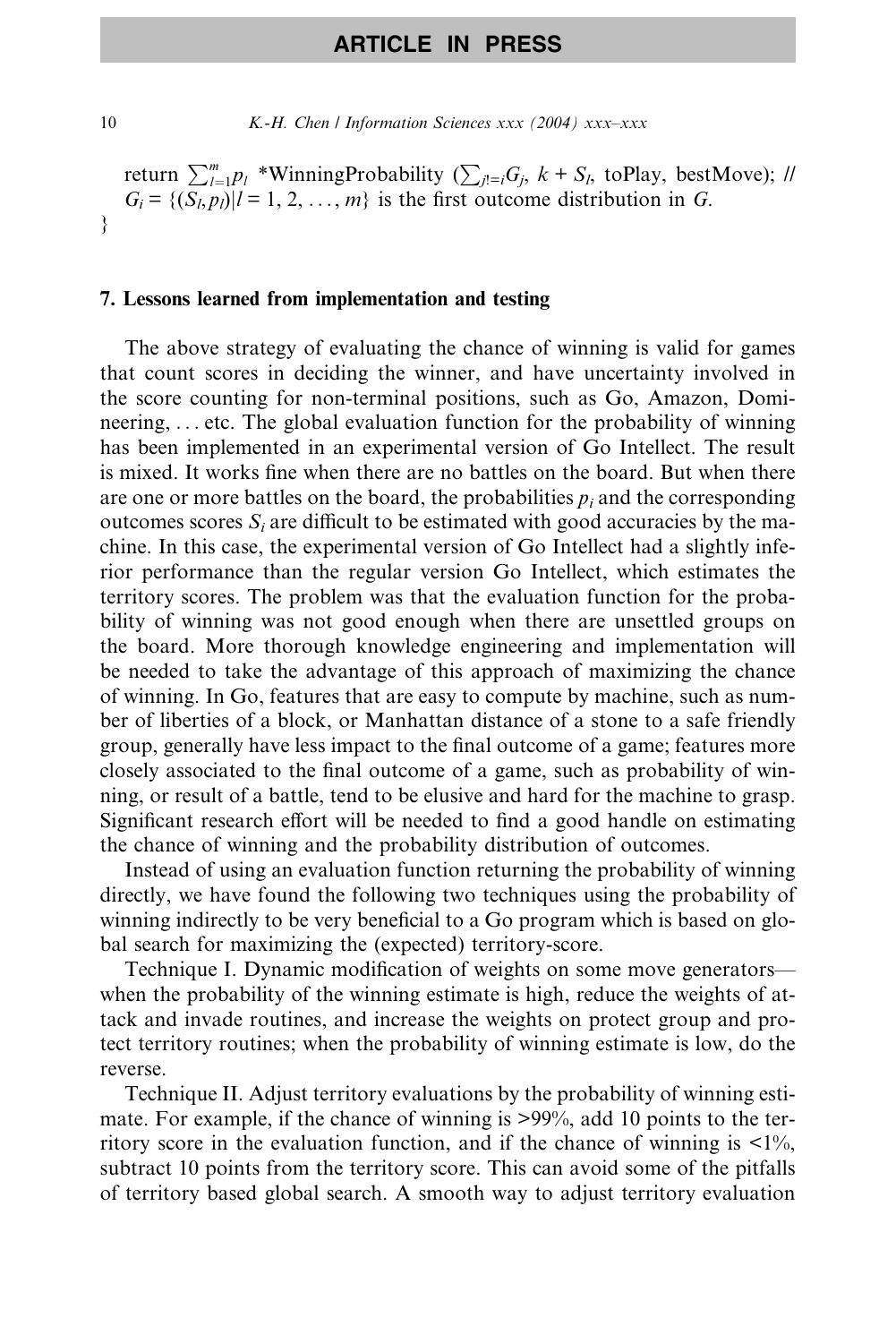return $\sum_{l=1}^{m} p_l$ *WinningProbability ($\sum_{j!=i} G_j$, $k + S_l$, toPlay, bestMove); // $G_i = \{(S_l, p_l) | l = 1, 2, \ldots, m\}$ is the first outcome distribution in $G$.
}

## 7. Lessons learned from implementation and testing

The above strategy of evaluating the chance of winning is valid for games that count scores in deciding the winner, and have uncertainty involved in the score counting for non-terminal positions, such as Go, Amazon, Domineering, ... etc. The global evaluation function for the probability of winning has been implemented in an experimental version of Go Intellect. The result is mixed. It works fine when there are no battles on the board. But when there are one or more battles on the board, the probabilities $p_i$ and the corresponding outcomes scores $S_i$ are difficult to be estimated with good accuracies by the machine. In this case, the experimental version of Go Intellect had a slightly inferior performance than the regular version Go Intellect, which estimates the territory scores. The problem was that the evaluation function for the probability of winning was not good enough when there are unsettled groups on the board. More thorough knowledge engineering and implementation will be needed to take the advantage of this approach of maximizing the chance of winning. In Go, features that are easy to compute by machine, such as number of liberties of a block, or Manhattan distance of a stone to a safe friendly group, generally have less impact to the final outcome of a game; features more closely associated to the final outcome of a game, such as probability of winning, or result of a battle, tend to be elusive and hard for the machine to grasp. Significant research effort will be needed to find a good handle on estimating the chance of winning and the probability distribution of outcomes.

Instead of using an evaluation function returning the probability of winning directly, we have found the following two techniques using the probability of winning indirectly to be very beneficial to a Go program which is based on global search for maximizing the (expected) territory-score.

Technique I. Dynamic modification of weights on some move generators—when the probability of the winning estimate is high, reduce the weights of attack and invade routines, and increase the weights on protect group and protect territory routines; when the probability of winning estimate is low, do the reverse.

Technique II. Adjust territory evaluations by the probability of winning estimate. For example, if the chance of winning is >99%, add 10 points to the territory score in the evaluation function, and if the chance of winning is <1%, subtract 10 points from the territory score. This can avoid some of the pitfalls of territory based global search. A smooth way to adjust territory evaluation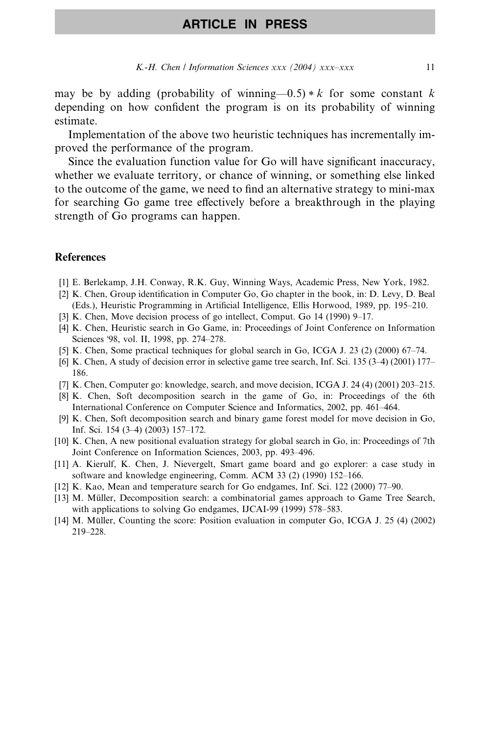may be by adding (probability of winning—0.5) $* k$ for some constant $k$ depending on how confident the program is on its probability of winning estimate.

Implementation of the above two heuristic techniques has incrementally improved the performance of the program.

Since the evaluation function value for Go will have significant inaccuracy, whether we evaluate territory, or chance of winning, or something else linked to the outcome of the game, we need to find an alternative strategy to mini-max for searching Go game tree effectively before a breakthrough in the playing strength of Go programs can happen.

## References

[1] E. Berlekamp, J.H. Conway, R.K. Guy, Winning Ways, Academic Press, New York, 1982.

[2] K. Chen, Group identification in Computer Go, Go chapter in the book, in: D. Levy, D. Beal (Eds.), Heuristic Programming in Artificial Intelligence, Ellis Horwood, 1989, pp. 195–210.

[3] K. Chen, Move decision process of go intellect, Comput. Go 14 (1990) 9–17.

[4] K. Chen, Heuristic search in Go Game, in: Proceedings of Joint Conference on Information Sciences '98, vol. II, 1998, pp. 274–278.

[5] K. Chen, Some practical techniques for global search in Go, ICGA J. 23 (2) (2000) 67–74.

[6] K. Chen, A study of decision error in selective game tree search, Inf. Sci. 135 (3–4) (2001) 177–186.

[7] K. Chen, Computer go: knowledge, search, and move decision, ICGA J. 24 (4) (2001) 203–215.

[8] K. Chen, Soft decomposition search in the game of Go, in: Proceedings of the 6th International Conference on Computer Science and Informatics, 2002, pp. 461–464.

[9] K. Chen, Soft decomposition search and binary game forest model for move decision in Go, Inf. Sci. 154 (3–4) (2003) 157–172.

[10] K. Chen, A new positional evaluation strategy for global search in Go, in: Proceedings of 7th Joint Conference on Information Sciences, 2003, pp. 493–496.

[11] A. Kierulf, K. Chen, J. Nievergelt, Smart game board and go explorer: a case study in software and knowledge engineering, Comm. ACM 33 (2) (1990) 152–166.

[12] K. Kao, Mean and temperature search for Go endgames, Inf. Sci. 122 (2000) 77–90.

[13] M. Müller, Decomposition search: a combinatorial games approach to Game Tree Search, with applications to solving Go endgames, IJCAI-99 (1999) 578–583.

[14] M. Müller, Counting the score: Position evaluation in computer Go, ICGA J. 25 (4) (2002) 219–228.